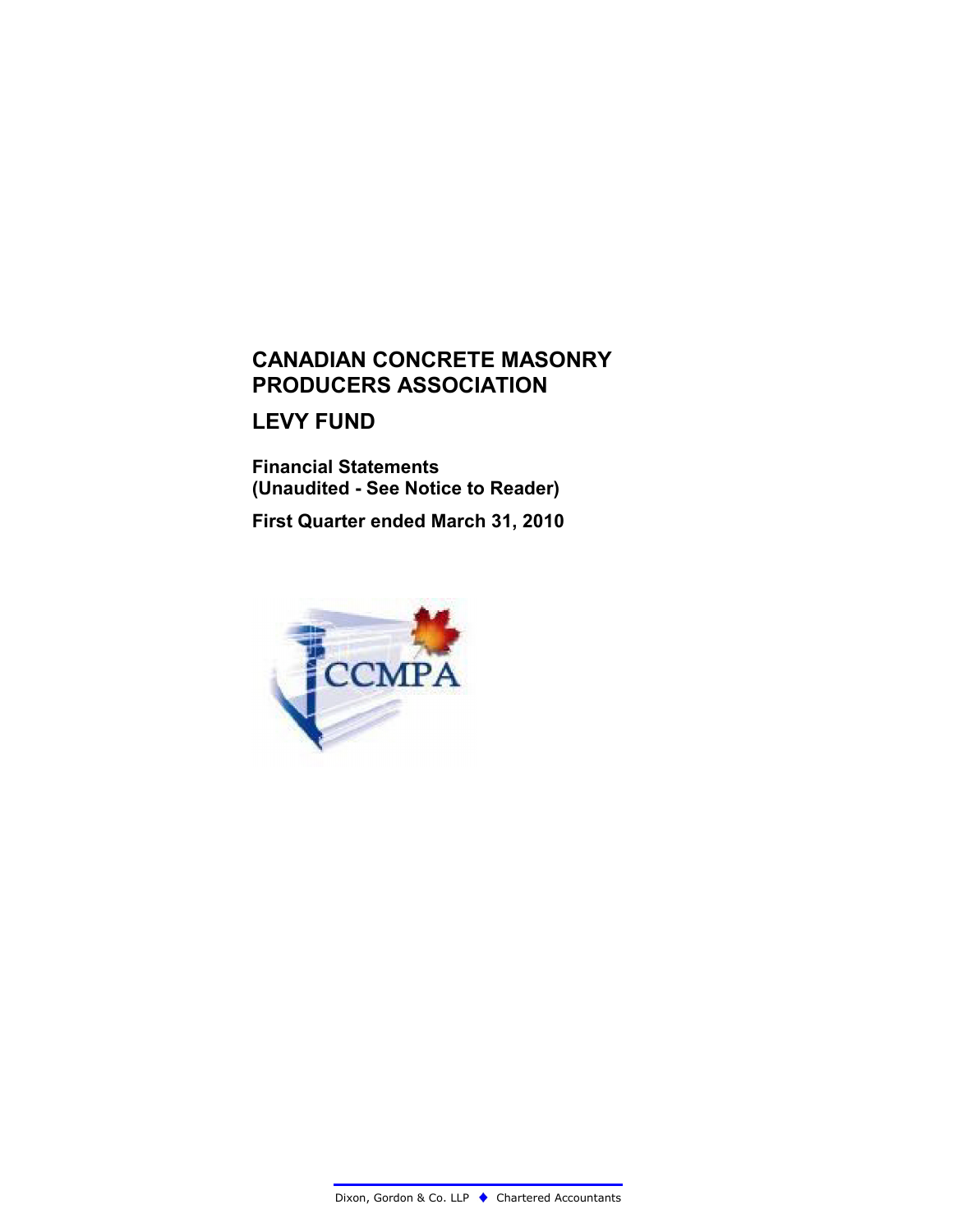# CANADIAN CONCRETE MASONRY PRODUCERS ASSOCIATION

## LEVY FUND

**Financial Statements**
**(Unaudited - See Notice to Reader)**

**First Quarter ended March 31, 2010**

Dixon, Gordon & Co. LLP ◆ Chartered Accountants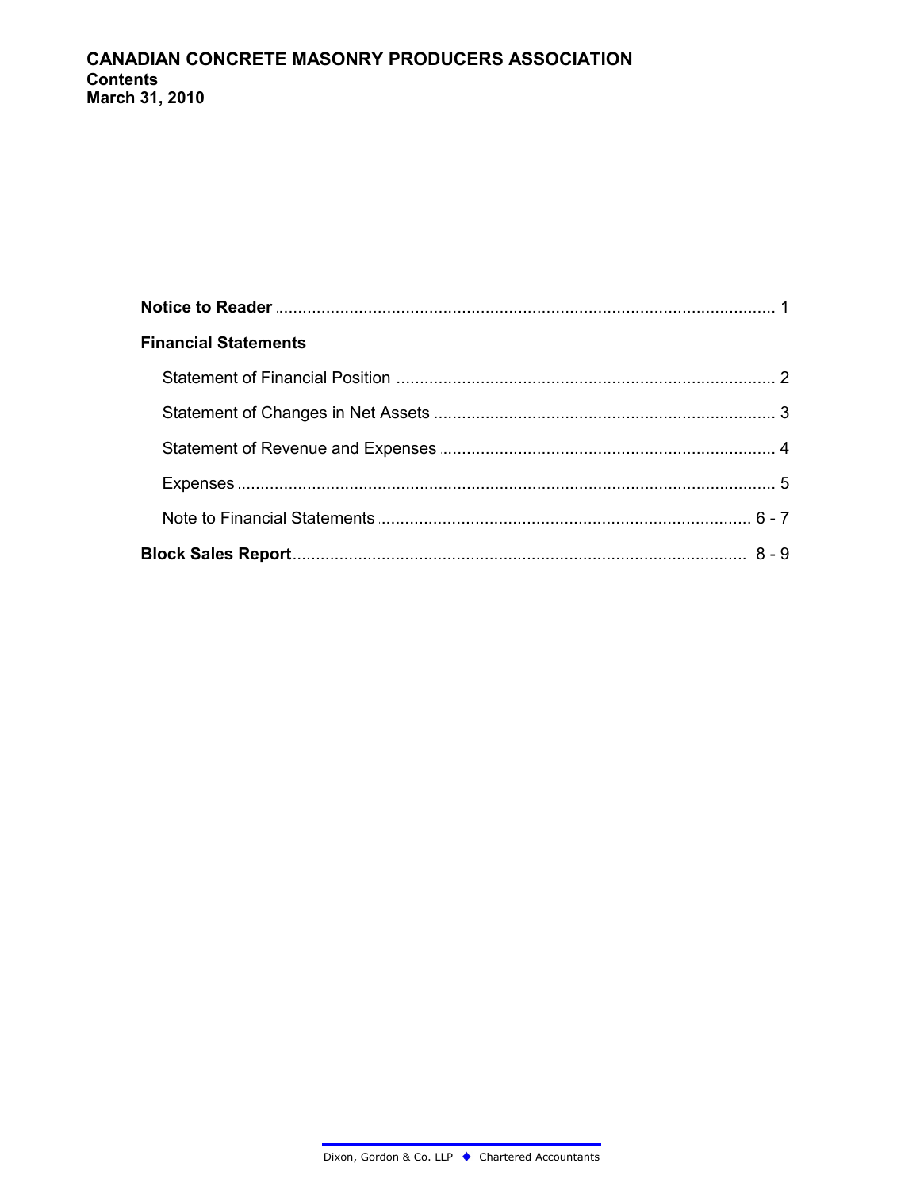# CANADIAN CONCRETE MASONRY PRODUCERS ASSOCIATION
## Contents
## March 31, 2010

**Notice to Reader** ........................................................................................................ 1

**Financial Statements**

- Statement of Financial Position ................................................................................ 2
- Statement of Changes in Net Assets ........................................................................ 3
- Statement of Revenue and Expenses ...................................................................... 4
- Expenses .................................................................................................................. 5
- Note to Financial Statements ............................................................................... 6 - 7

**Block Sales Report**................................................................................................ 8 - 9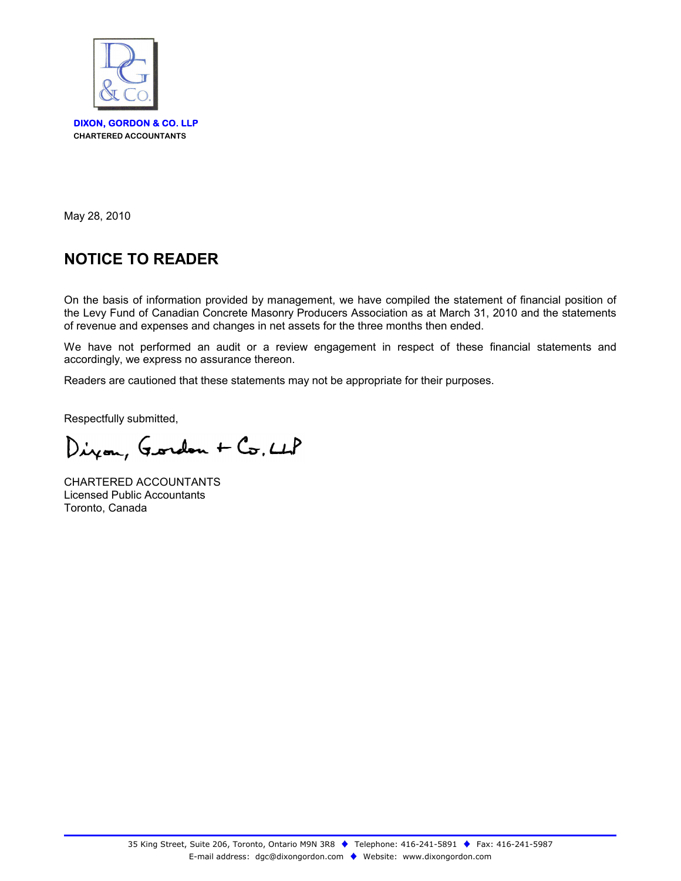**DIXON, GORDON & CO. LLP**
**CHARTERED ACCOUNTANTS**

May 28, 2010

## NOTICE TO READER

On the basis of information provided by management, we have compiled the statement of financial position of the Levy Fund of Canadian Concrete Masonry Producers Association as at March 31, 2010 and the statements of revenue and expenses and changes in net assets for the three months then ended.

We have not performed an audit or a review engagement in respect of these financial statements and accordingly, we express no assurance thereon.

Readers are cautioned that these statements may not be appropriate for their purposes.

Respectfully submitted,

Dixon, Gordon + Co. LLP

CHARTERED ACCOUNTANTS
Licensed Public Accountants
Toronto, Canada

35 King Street, Suite 206, Toronto, Ontario M9N 3R8 ♦ Telephone: 416-241-5891 ♦ Fax: 416-241-5987
E-mail address: dgc@dixongordon.com ♦ Website: www.dixongordon.com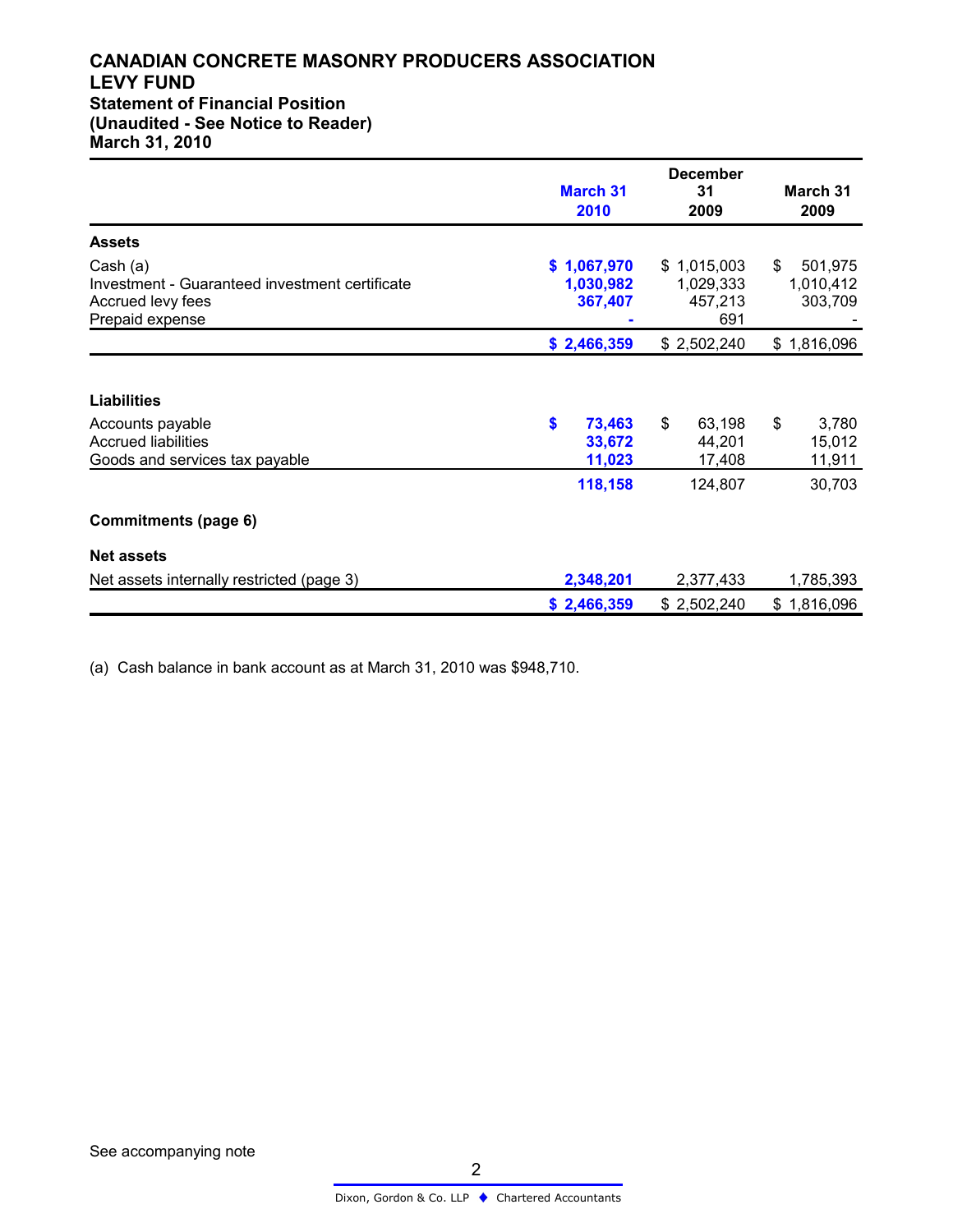# CANADIAN CONCRETE MASONRY PRODUCERS ASSOCIATION
# LEVY FUND
## Statement of Financial Position
## (Unaudited - See Notice to Reader)
## March 31, 2010

| | March 31 2010 | December 31 2009 | March 31 2009 |
|---|---|---|---|
| **Assets** | | | |
| Cash (a) | $ 1,067,970 | $ 1,015,003 | $ 501,975 |
| Investment - Guaranteed investment certificate | 1,030,982 | 1,029,333 | 1,010,412 |
| Accrued levy fees | 367,407 | 457,213 | 303,709 |
| Prepaid expense | - | 691 | - |
| | $ 2,466,359 | $ 2,502,240 | $ 1,816,096 |
| **Liabilities** | | | |
| Accounts payable | $ 73,463 | $ 63,198 | $ 3,780 |
| Accrued liabilities | 33,672 | 44,201 | 15,012 |
| Goods and services tax payable | 11,023 | 17,408 | 11,911 |
| | 118,158 | 124,807 | 30,703 |
| **Commitments (page 6)** | | | |
| **Net assets** | | | |
| Net assets internally restricted (page 3) | 2,348,201 | 2,377,433 | 1,785,393 |
| | $ 2,466,359 | $ 2,502,240 | $ 1,816,096 |

(a) Cash balance in bank account as at March 31, 2010 was $948,710.

See accompanying note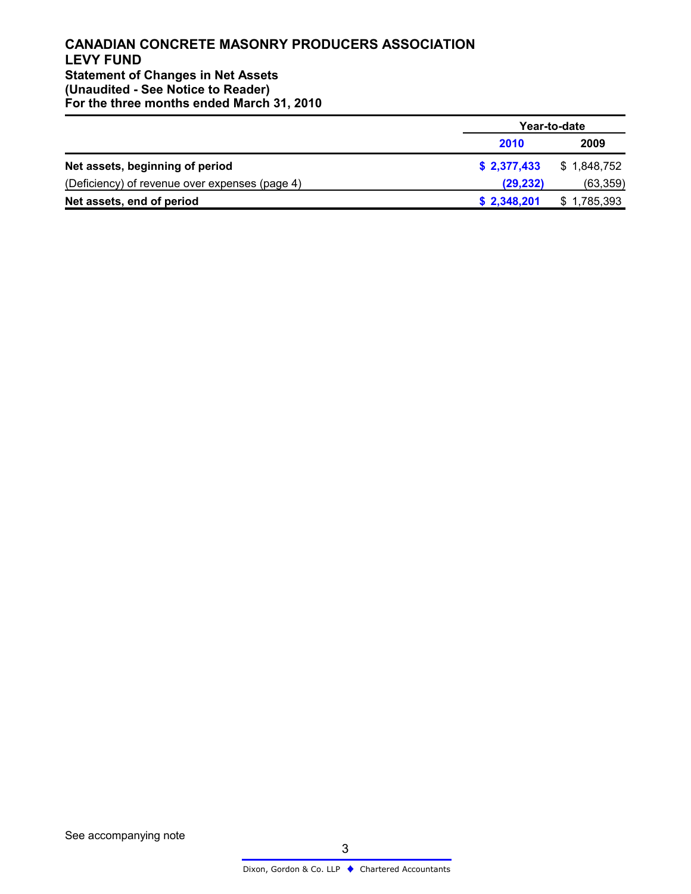**CANADIAN CONCRETE MASONRY PRODUCERS ASSOCIATION**
**LEVY FUND**
**Statement of Changes in Net Assets**
**(Unaudited - See Notice to Reader)**
**For the three months ended March 31, 2010**

| | Year-to-date | |
|---|---|---|
| | **2010** | **2009** |
| **Net assets, beginning of period** | **$ 2,377,433** | $ 1,848,752 |
| (Deficiency) of revenue over expenses (page 4) | **(29,232)** | (63,359) |
| **Net assets, end of period** | **$ 2,348,201** | $ 1,785,393 |

See accompanying note

Dixon, Gordon & Co. LLP ◆ Chartered Accountants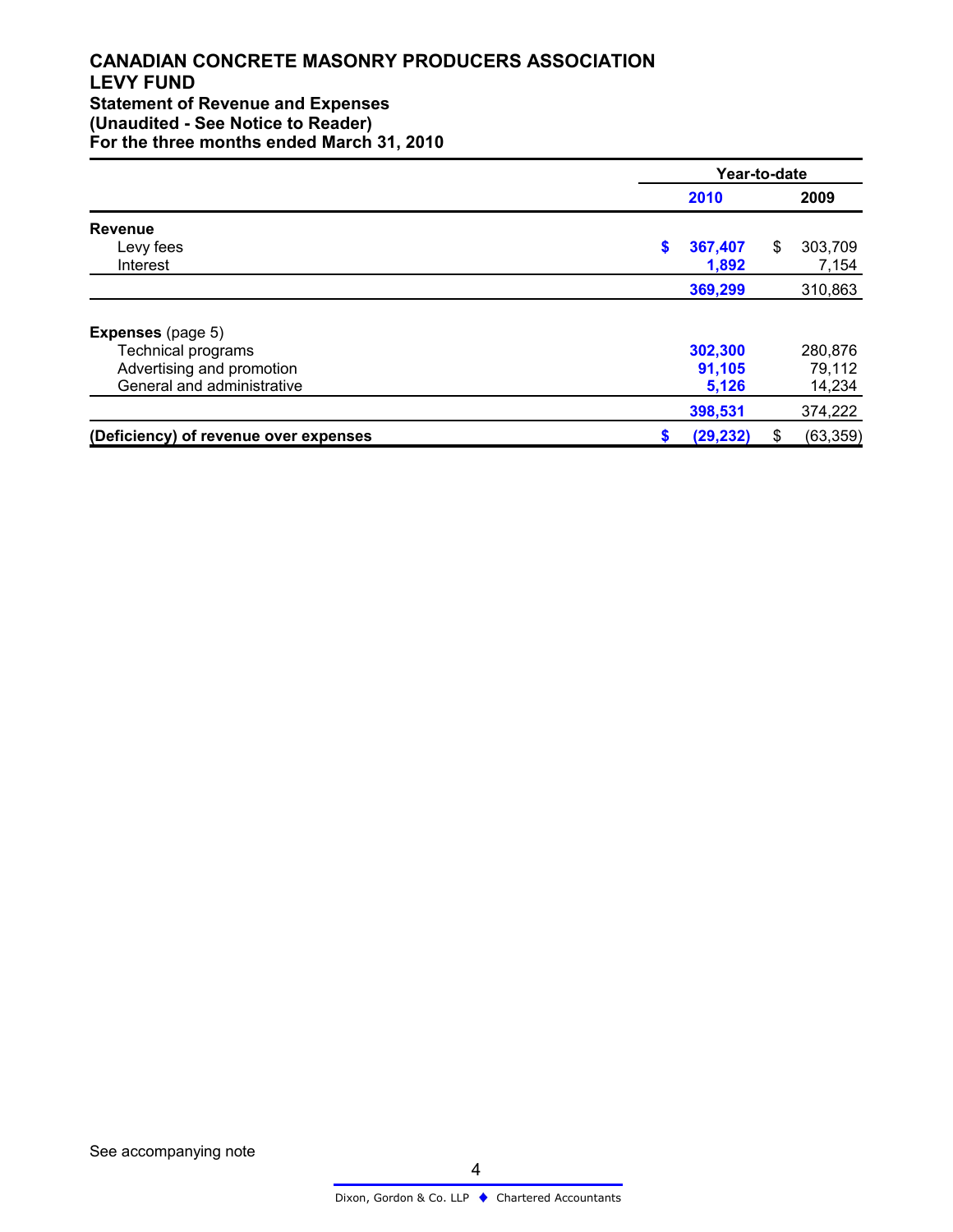**CANADIAN CONCRETE MASONRY PRODUCERS ASSOCIATION**
**LEVY FUND**
**Statement of Revenue and Expenses**
**(Unaudited - See Notice to Reader)**
**For the three months ended March 31, 2010**

| | Year-to-date | |
|---|---|---|
| | **2010** | **2009** |
| **Revenue** | | |
| Levy fees | **$ 367,407** | $ 303,709 |
| Interest | **1,892** | 7,154 |
| | **369,299** | 310,863 |
| **Expenses** (page 5) | | |
| Technical programs | **302,300** | 280,876 |
| Advertising and promotion | **91,105** | 79,112 |
| General and administrative | **5,126** | 14,234 |
| | **398,531** | 374,222 |
| **(Deficiency) of revenue over expenses** | **$ (29,232)** | $ (63,359) |

See accompanying note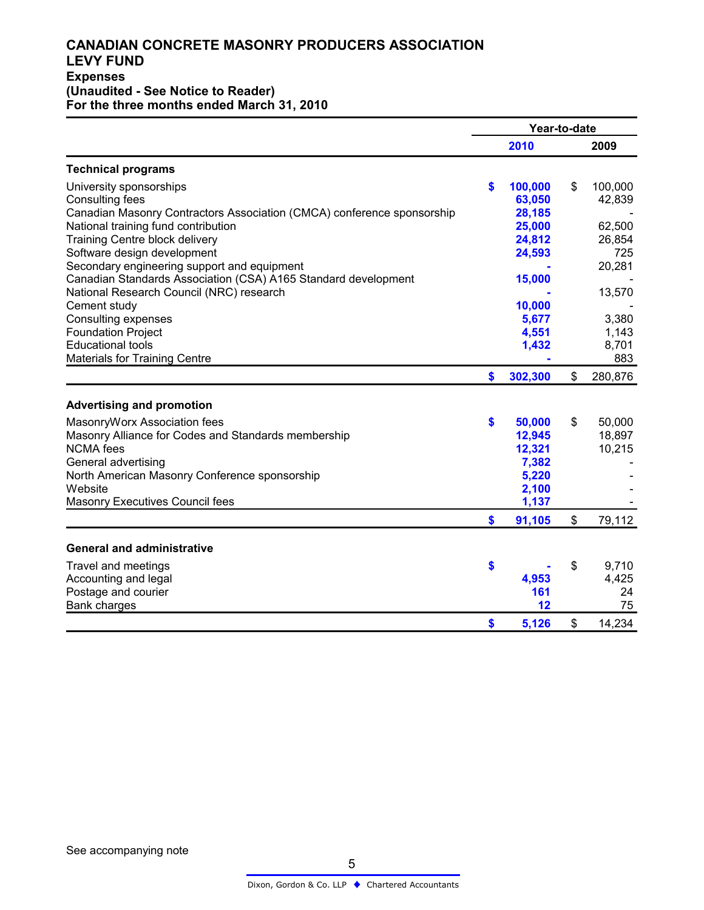# CANADIAN CONCRETE MASONRY PRODUCERS ASSOCIATION
## LEVY FUND
### Expenses
### (Unaudited - See Notice to Reader)
### For the three months ended March 31, 2010

| | Year-to-date | |
|---|---|---|
| | **2010** | **2009** |
| **Technical programs** | | |
| University sponsorships | **$ 100,000** | $ 100,000 |
| Consulting fees | **63,050** | 42,839 |
| Canadian Masonry Contractors Association (CMCA) conference sponsorship | **28,185** | - |
| National training fund contribution | **25,000** | 62,500 |
| Training Centre block delivery | **24,812** | 26,854 |
| Software design development | **24,593** | 725 |
| Secondary engineering support and equipment | **-** | 20,281 |
| Canadian Standards Association (CSA) A165 Standard development | **15,000** | - |
| National Research Council (NRC) research | **-** | 13,570 |
| Cement study | **10,000** | - |
| Consulting expenses | **5,677** | 3,380 |
| Foundation Project | **4,551** | 1,143 |
| Educational tools | **1,432** | 8,701 |
| Materials for Training Centre | **-** | 883 |
| | **$ 302,300** | $ 280,876 |
| **Advertising and promotion** | | |
| MasonryWorx Association fees | **$ 50,000** | $ 50,000 |
| Masonry Alliance for Codes and Standards membership | **12,945** | 18,897 |
| NCMA fees | **12,321** | 10,215 |
| General advertising | **7,382** | - |
| North American Masonry Conference sponsorship | **5,220** | - |
| Website | **2,100** | - |
| Masonry Executives Council fees | **1,137** | - |
| | **$ 91,105** | $ 79,112 |
| **General and administrative** | | |
| Travel and meetings | **$ -** | $ 9,710 |
| Accounting and legal | **4,953** | 4,425 |
| Postage and courier | **161** | 24 |
| Bank charges | **12** | 75 |
| | **$ 5,126** | $ 14,234 |

See accompanying note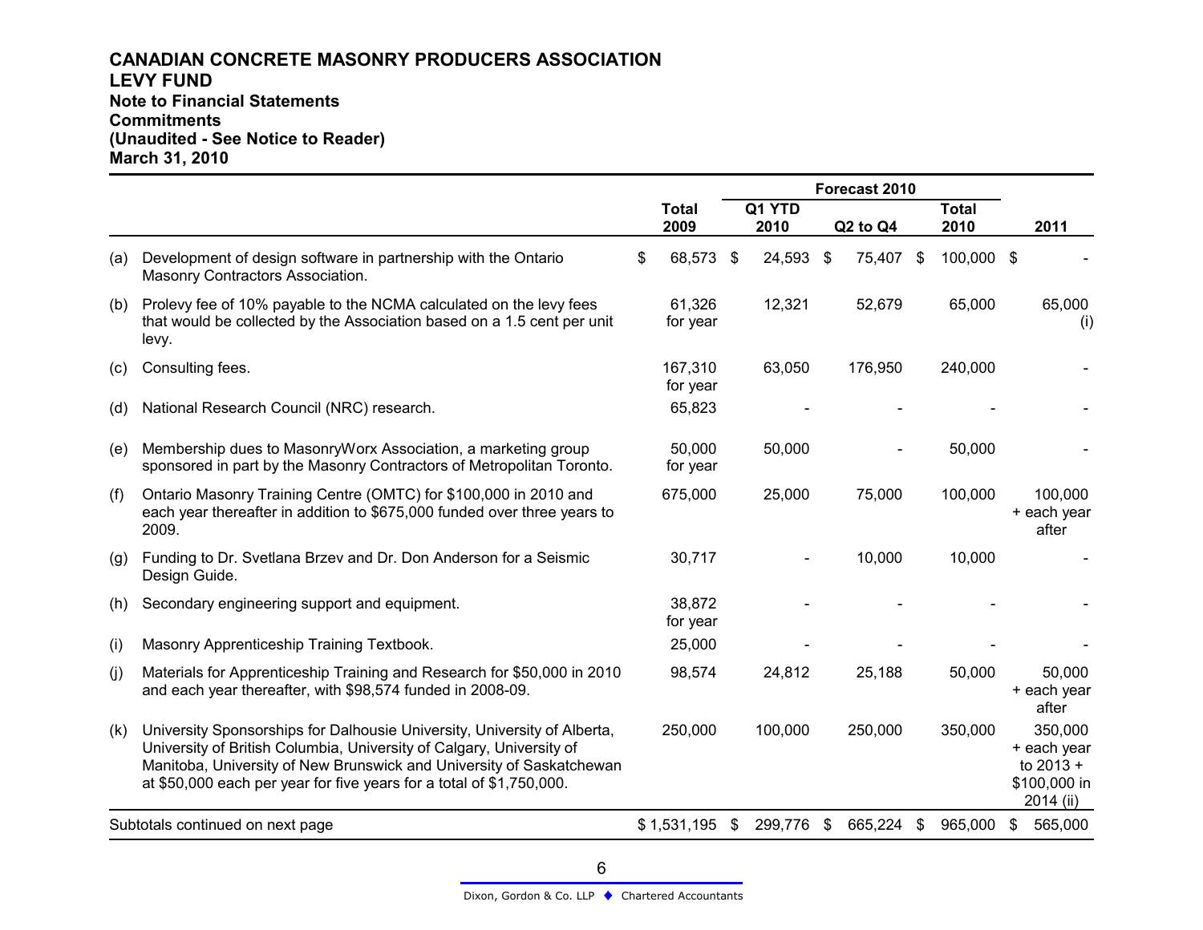**CANADIAN CONCRETE MASONRY PRODUCERS ASSOCIATION**
**LEVY FUND**
**Note to Financial Statements**
**Commitments**
**(Unaudited - See Notice to Reader)**
**March 31, 2010**

| | | | Forecast 2010 | | | |
|---|---|---|---|---|---|---|
| | | **Total 2009** | **Q1 YTD 2010** | **Q2 to Q4** | **Total 2010** | **2011** |
| (a) | Development of design software in partnership with the Ontario Masonry Contractors Association. | $ 68,573 | $ 24,593 | $ 75,407 | $ 100,000 | $ - |
| (b) | Prolevy fee of 10% payable to the NCMA calculated on the levy fees that would be collected by the Association based on a 1.5 cent per unit levy. | 61,326 for year | 12,321 | 52,679 | 65,000 | 65,000 (i) |
| (c) | Consulting fees. | 167,310 for year | 63,050 | 176,950 | 240,000 | - |
| (d) | National Research Council (NRC) research. | 65,823 | - | - | - | - |
| (e) | Membership dues to MasonryWorx Association, a marketing group sponsored in part by the Masonry Contractors of Metropolitan Toronto. | 50,000 for year | 50,000 | - | 50,000 | - |
| (f) | Ontario Masonry Training Centre (OMTC) for $100,000 in 2010 and each year thereafter in addition to $675,000 funded over three years to 2009. | 675,000 | 25,000 | 75,000 | 100,000 | 100,000 + each year after |
| (g) | Funding to Dr. Svetlana Brzev and Dr. Don Anderson for a Seismic Design Guide. | 30,717 | - | 10,000 | 10,000 | - |
| (h) | Secondary engineering support and equipment. | 38,872 for year | - | - | - | - |
| (i) | Masonry Apprenticeship Training Textbook. | 25,000 | - | - | - | - |
| (j) | Materials for Apprenticeship Training and Research for $50,000 in 2010 and each year thereafter, with $98,574 funded in 2008-09. | 98,574 | 24,812 | 25,188 | 50,000 | 50,000 + each year after |
| (k) | University Sponsorships for Dalhousie University, University of Alberta, University of British Columbia, University of Calgary, University of Manitoba, University of New Brunswick and University of Saskatchewan at $50,000 each per year for five years for a total of $1,750,000. | 250,000 | 100,000 | 250,000 | 350,000 | 350,000 + each year to 2013 + $100,000 in 2014 (ii) |
| Subtotals continued on next page | | $ 1,531,195 | $ 299,776 | $ 665,224 | $ 965,000 | $ 565,000 |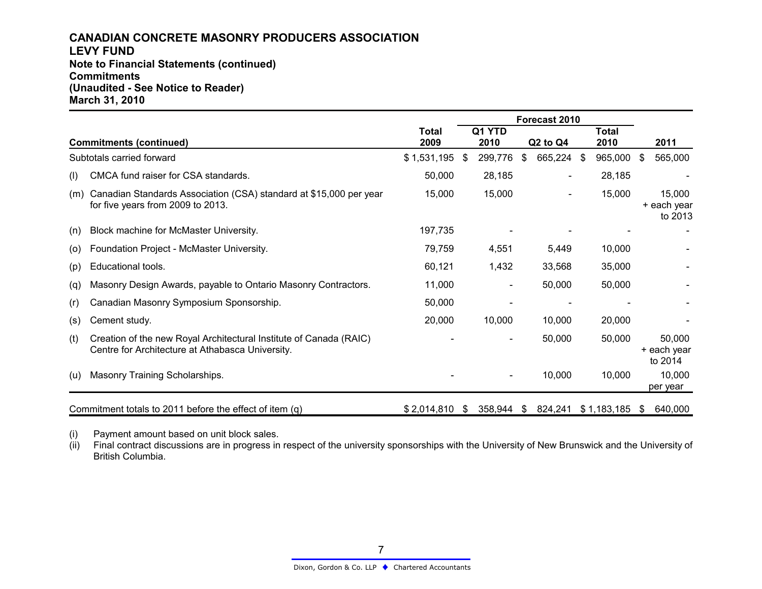# CANADIAN CONCRETE MASONRY PRODUCERS ASSOCIATION
## LEVY FUND
### Note to Financial Statements (continued)
### Commitments
### (Unaudited - See Notice to Reader)
### March 31, 2010

| | Commitments (continued) | Total 2009 | Forecast 2010 Q1 YTD 2010 | Q2 to Q4 | Total 2010 | 2011 |
|---|---|---|---|---|---|---|
| | Subtotals carried forward | $ 1,531,195 | $ 299,776 | $ 665,224 | $ 965,000 | $ 565,000 |
| (l) | CMCA fund raiser for CSA standards. | 50,000 | 28,185 | - | 28,185 | - |
| (m) | Canadian Standards Association (CSA) standard at $15,000 per year for five years from 2009 to 2013. | 15,000 | 15,000 | - | 15,000 | 15,000 + each year to 2013 |
| (n) | Block machine for McMaster University. | 197,735 | - | - | - | - |
| (o) | Foundation Project - McMaster University. | 79,759 | 4,551 | 5,449 | 10,000 | - |
| (p) | Educational tools. | 60,121 | 1,432 | 33,568 | 35,000 | - |
| (q) | Masonry Design Awards, payable to Ontario Masonry Contractors. | 11,000 | - | 50,000 | 50,000 | - |
| (r) | Canadian Masonry Symposium Sponsorship. | 50,000 | - | - | - | - |
| (s) | Cement study. | 20,000 | 10,000 | 10,000 | 20,000 | - |
| (t) | Creation of the new Royal Architectural Institute of Canada (RAIC) Centre for Architecture at Athabasca University. | - | - | 50,000 | 50,000 | 50,000 + each year to 2014 |
| (u) | Masonry Training Scholarships. | - | - | 10,000 | 10,000 | 10,000 per year |
| | Commitment totals to 2011 before the effect of item (q) | $ 2,014,810 | $ 358,944 | $ 824,241 | $ 1,183,185 | $ 640,000 |

(i) Payment amount based on unit block sales.

(ii) Final contract discussions are in progress in respect of the university sponsorships with the University of New Brunswick and the University of British Columbia.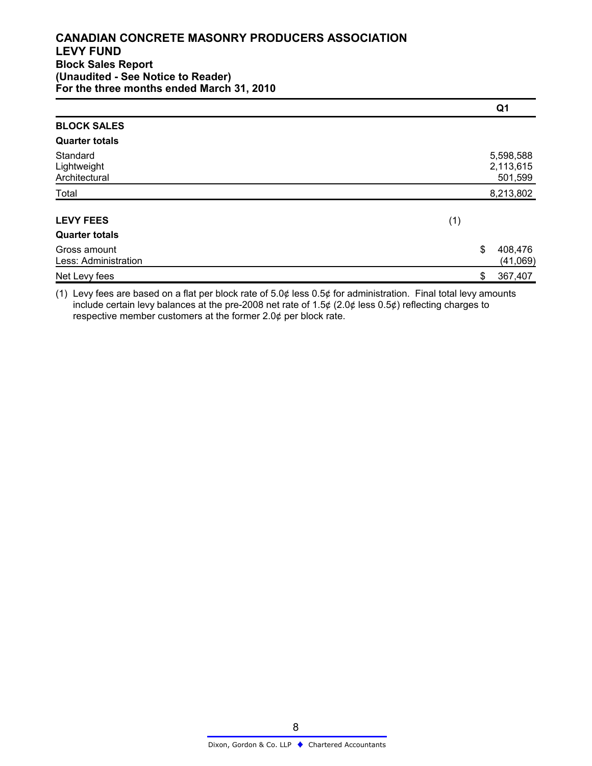# CANADIAN CONCRETE MASONRY PRODUCERS ASSOCIATION
## LEVY FUND
### Block Sales Report
### (Unaudited - See Notice to Reader)
### For the three months ended March 31, 2010

| | | Q1 |
|---|---|---|
| **BLOCK SALES** | | |
| **Quarter totals** | | |
| Standard | | 5,598,588 |
| Lightweight | | 2,113,615 |
| Architectural | | 501,599 |
| Total | | 8,213,802 |
| | | |
| **LEVY FEES** | (1) | |
| **Quarter totals** | | |
| Gross amount | | $ 408,476 |
| Less: Administration | | (41,069) |
| Net Levy fees | | $ 367,407 |

(1) Levy fees are based on a flat per block rate of 5.0¢ less 0.5¢ for administration. Final total levy amounts include certain levy balances at the pre-2008 net rate of 1.5¢ (2.0¢ less 0.5¢) reflecting charges to respective member customers at the former 2.0¢ per block rate.

Dixon, Gordon & Co. LLP ◆ Chartered Accountants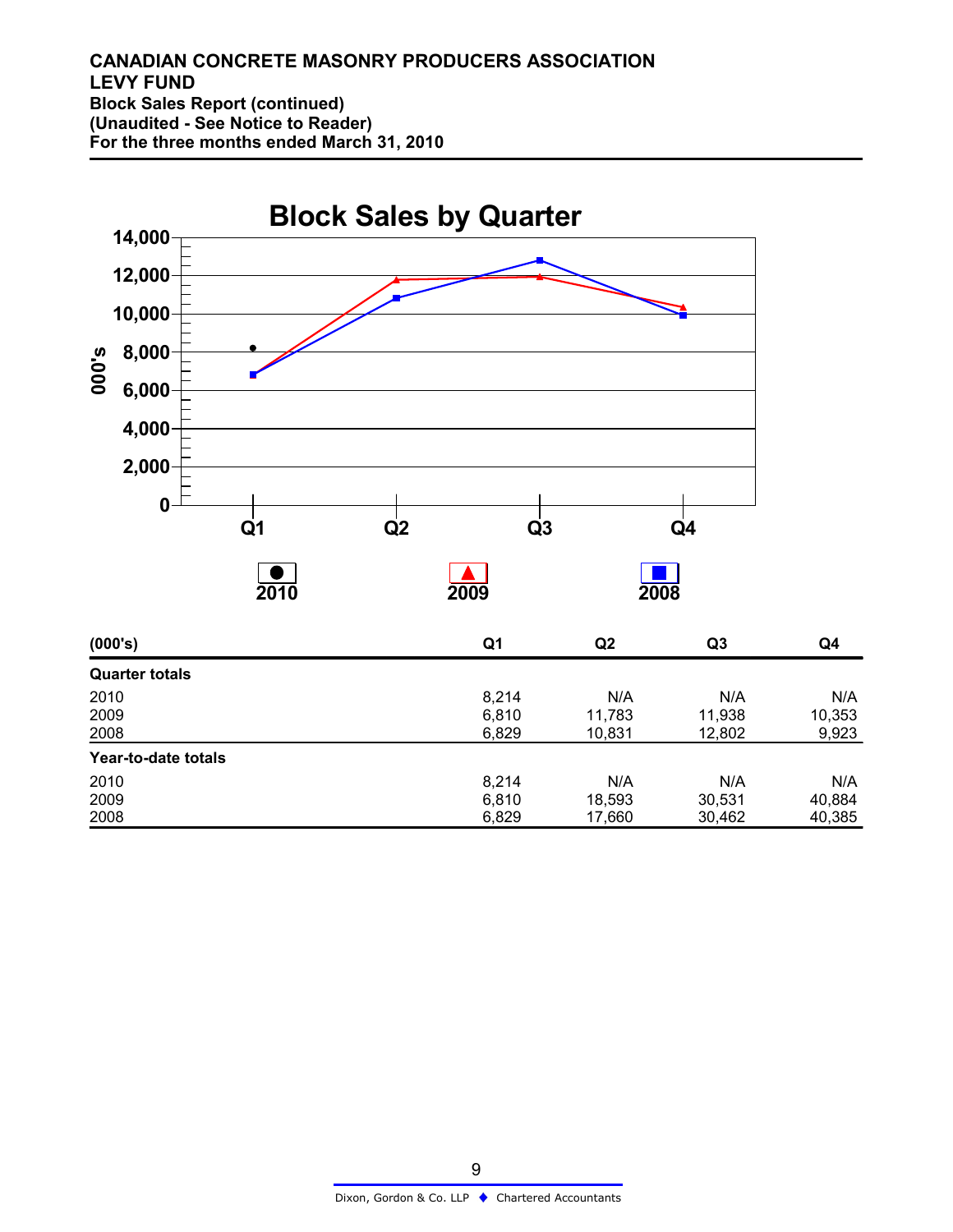**CANADIAN CONCRETE MASONRY PRODUCERS ASSOCIATION**
**LEVY FUND**
**Block Sales Report (continued)**
**(Unaudited - See Notice to Reader)**
**For the three months ended March 31, 2010**

Block Sales by Quarter

000's

14,000
12,000
10,000
8,000
6,000
4,000
2,000
0

Q1 Q2 Q3 Q4

2010 2009 2008

| (000's) | Q1 | Q2 | Q3 | Q4 |
|---|---|---|---|---|
| **Quarter totals** | | | | |
| 2010 | 8,214 | N/A | N/A | N/A |
| 2009 | 6,810 | 11,783 | 11,938 | 10,353 |
| 2008 | 6,829 | 10,831 | 12,802 | 9,923 |
| **Year-to-date totals** | | | | |
| 2010 | 8,214 | N/A | N/A | N/A |
| 2009 | 6,810 | 18,593 | 30,531 | 40,884 |
| 2008 | 6,829 | 17,660 | 30,462 | 40,385 |